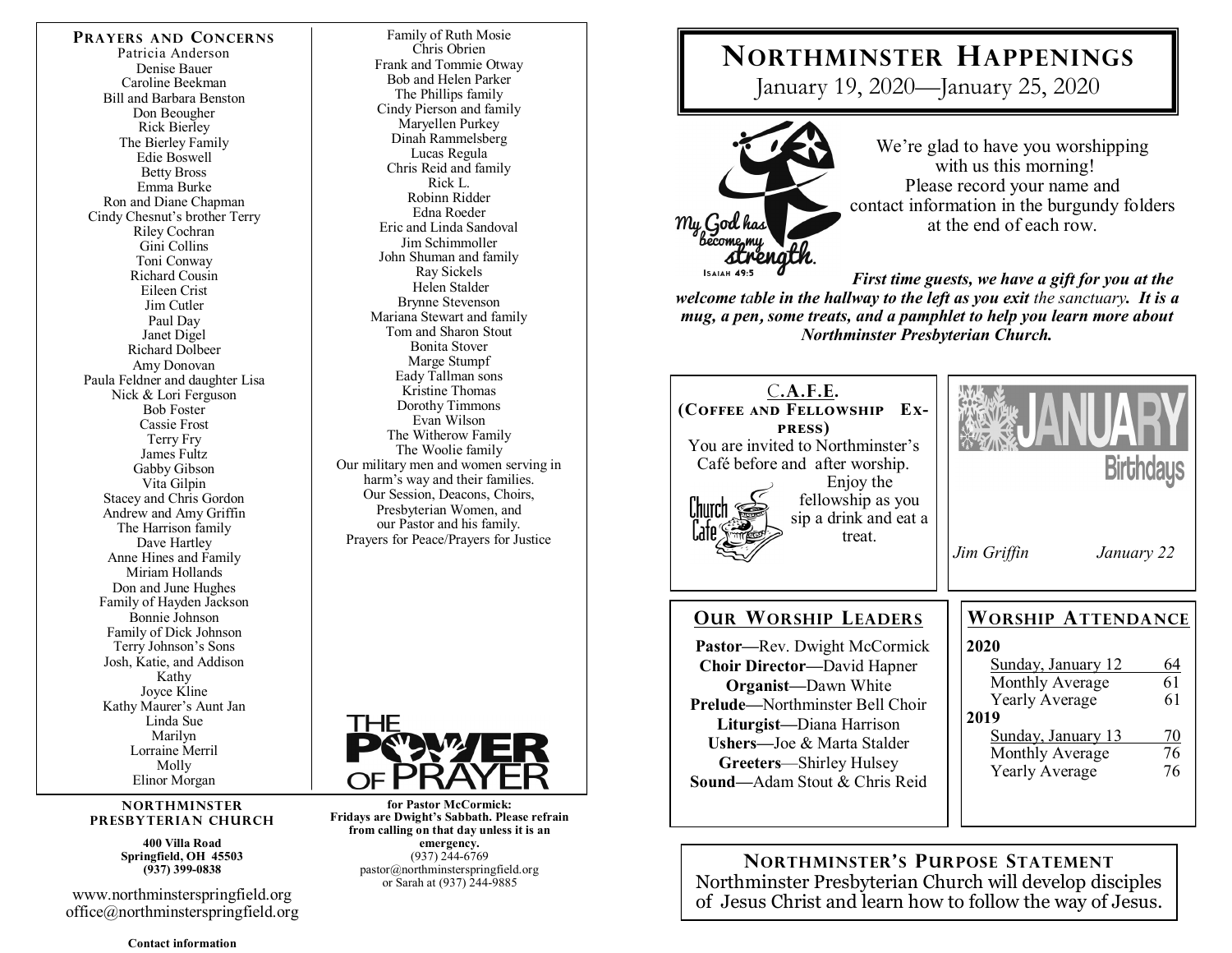## Prayers and Concerns

Patricia Anderson
Denise Bauer
Caroline Beekman
Bill and Barbara Benston
Don Beougher
Rick Bierley
The Bierley Family
Edie Boswell
Betty Bross
Emma Burke
Ron and Diane Chapman
Cindy Chesnut's brother Terry
Riley Cochran
Gini Collins
Toni Conway
Richard Cousin
Eileen Crist
Jim Cutler
Paul Day
Janet Digel
Richard Dolbeer
Amy Donovan
Paula Feldner and daughter Lisa
Nick & Lori Ferguson
Bob Foster
Cassie Frost
Terry Fry
James Fultz
Gabby Gibson
Vita Gilpin
Stacey and Chris Gordon
Andrew and Amy Griffin
The Harrison family
Dave Hartley
Anne Hines and Family
Miriam Hollands
Don and June Hughes
Family of Hayden Jackson
Bonnie Johnson
Family of Dick Johnson
Terry Johnson's Sons
Josh, Katie, and Addison
Kathy
Joyce Kline
Kathy Maurer's Aunt Jan
Linda Sue
Marilyn
Lorraine Merril
Molly
Elinor Morgan
Family of Ruth Mosie
Chris Obrien
Frank and Tommie Otway
Bob and Helen Parker
The Phillips family
Cindy Pierson and family
Maryellen Purkey
Dinah Rammelsberg
Lucas Regula
Chris Reid and family
Rick L.
Robinn Ridder
Edna Roeder
Eric and Linda Sandoval
Jim Schimmoller
John Shuman and family
Ray Sickels
Helen Stalder
Brynne Stevenson
Mariana Stewart and family
Tom and Sharon Stout
Bonita Stover
Marge Stumpf
Eady Tallman sons
Kristine Thomas
Dorothy Timmons
Evan Wilson
The Witherow Family
The Woolie family
Our military men and women serving in harm's way and their families.
Our Session, Deacons, Choirs, Presbyterian Women, and our Pastor and his family.
Prayers for Peace/Prayers for Justice

THE POWER OF PRAYER

**NORTHMINSTER PRESBYTERIAN CHURCH**

**400 Villa Road**
**Springfield, OH 45503**
**(937) 399-0838**

www.northminsterspringfield.org
office@northminsterspringfield.org

**Contact information for Pastor McCormick:**
**Fridays are Dwight's Sabbath. Please refrain from calling on that day unless it is an emergency.**
(937) 244-6769
pastor@northminsterspringfield.org
or Sarah at (937) 244-9885

# Northminster Happenings

January 19, 2020—January 25, 2020

My God has become my strength. ISAIAH 49:5

We're glad to have you worshipping with us this morning!
Please record your name and contact information in the burgundy folders at the end of each row.

***First time guests, we have a gift for you at the welcome table in the hallway to the left as you exit** the sanctuary. **It is a mug, a pen, some treats, and a pamphlet to help you learn more about Northminster Presbyterian Church.***

## C.A.F.E. (Coffee and Fellowship Express)

You are invited to Northminster's Café before and after worship. Enjoy the fellowship as you sip a drink and eat a treat.

## January Birthdays

*Jim Griffin* — *January 22*

## Our Worship Leaders

**Pastor—**Rev. Dwight McCormick
**Choir Director—**David Hapner
**Organist—**Dawn White
**Prelude—**Northminster Bell Choir
**Liturgist—**Diana Harrison
**Ushers—**Joe & Marta Stalder
**Greeters**—Shirley Hulsey
**Sound**—Adam Stout & Chris Reid

## Worship Attendance

| | |
|---|---|
| **2020** | |
| Sunday, January 12 | 64 |
| Monthly Average | 61 |
| Yearly Average | 61 |
| **2019** | |
| Sunday, January 13 | 70 |
| Monthly Average | 76 |
| Yearly Average | 76 |

## Northminster's Purpose Statement

Northminster Presbyterian Church will develop disciples of Jesus Christ and learn how to follow the way of Jesus.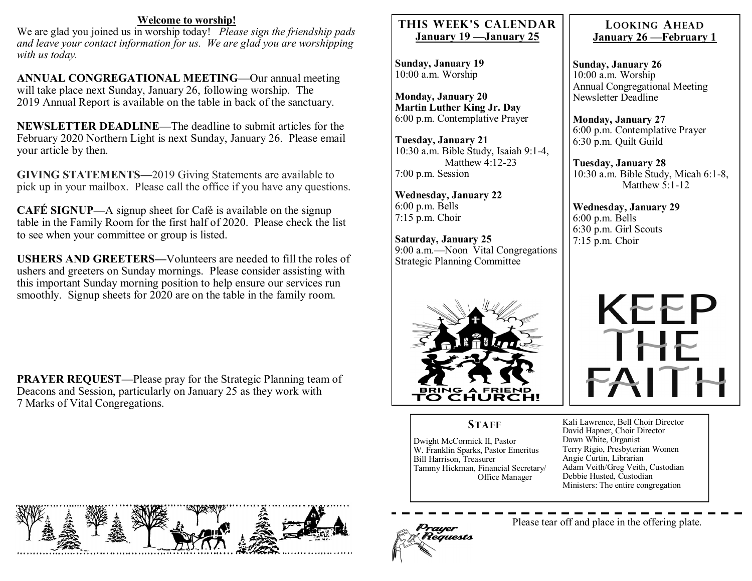**Welcome to worship!**

We are glad you joined us in worship today! *Please sign the friendship pads and leave your contact information for us. We are glad you are worshipping with us today.*

**ANNUAL CONGREGATIONAL MEETING—**Our annual meeting will take place next Sunday, January 26, following worship. The 2019 Annual Report is available on the table in back of the sanctuary.

**NEWSLETTER DEADLINE—**The deadline to submit articles for the February 2020 Northern Light is next Sunday, January 26. Please email your article by then.

**GIVING STATEMENTS—**2019 Giving Statements are available to pick up in your mailbox. Please call the office if you have any questions.

**CAFÉ SIGNUP—**A signup sheet for Café is available on the signup table in the Family Room for the first half of 2020. Please check the list to see when your committee or group is listed.

**USHERS AND GREETERS—**Volunteers are needed to fill the roles of ushers and greeters on Sunday mornings. Please consider assisting with this important Sunday morning position to help ensure our services run smoothly. Signup sheets for 2020 are on the table in the family room.

**PRAYER REQUEST—**Please pray for the Strategic Planning team of Deacons and Session, particularly on January 25 as they work with 7 Marks of Vital Congregations.

## THIS WEEK'S CALENDAR
**January 19 —January 25**

**Sunday, January 19**
10:00 a.m. Worship

**Monday, January 20**
**Martin Luther King Jr. Day**
6:00 p.m. Contemplative Prayer

**Tuesday, January 21**
10:30 a.m. Bible Study, Isaiah 9:1-4, Matthew 4:12-23
7:00 p.m. Session

**Wednesday, January 22**
6:00 p.m. Bells
7:15 p.m. Choir

**Saturday, January 25**
9:00 a.m.—Noon Vital Congregations Strategic Planning Committee

BRING A FRIEND TO CHURCH!

## LOOKING AHEAD
**January 26 —February 1**

**Sunday, January 26**
10:00 a.m. Worship
Annual Congregational Meeting
Newsletter Deadline

**Monday, January 27**
6:00 p.m. Contemplative Prayer
6:30 p.m. Quilt Guild

**Tuesday, January 28**
10:30 a.m. Bible Study, Micah 6:1-8, Matthew 5:1-12

**Wednesday, January 29**
6:00 p.m. Bells
6:30 p.m. Girl Scouts
7:15 p.m. Choir

KEEP THE FAITH

## STAFF

Dwight McCormick II, Pastor
W. Franklin Sparks, Pastor Emeritus
Bill Harrison, Treasurer
Tammy Hickman, Financial Secretary/ Office Manager
Kali Lawrence, Bell Choir Director
David Hapner, Choir Director
Dawn White, Organist
Terry Rigio, Presbyterian Women
Angie Curtin, Librarian
Adam Veith/Greg Veith, Custodian
Debbie Husted, Custodian
Ministers: The entire congregation

Prayer Requests

Please tear off and place in the offering plate.